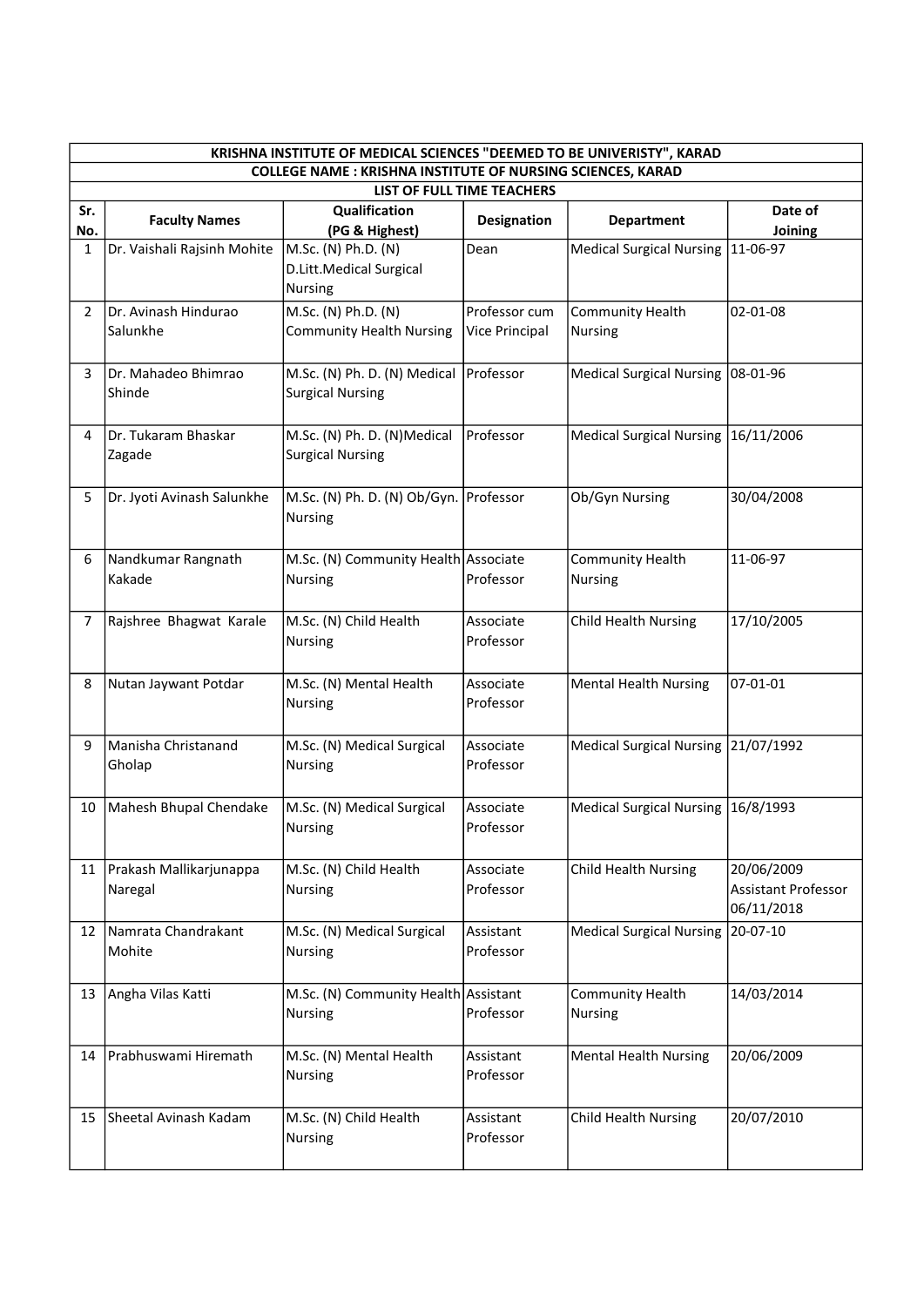| KRISHNA INSTITUTE OF MEDICAL SCIENCES "DEEMED TO BE UNIVERISTY", KARAD | | | | | |
|---|---|---|---|---|---|
| COLLEGE NAME : KRISHNA INSTITUTE OF NURSING SCIENCES, KARAD | | | | | |
| LIST OF FULL TIME TEACHERS | | | | | |
| **Sr. No.** | **Faculty Names** | **Qualification (PG & Highest)** | **Designation** | **Department** | **Date of Joining** |
| 1 | Dr. Vaishali Rajsinh Mohite | M.Sc. (N) Ph.D. (N) D.Litt.Medical Surgical Nursing | Dean | Medical Surgical Nursing | 11-06-97 |
| 2 | Dr. Avinash Hindurao Salunkhe | M.Sc. (N) Ph.D. (N) Community Health Nursing | Professor cum Vice Principal | Community Health Nursing | 02-01-08 |
| 3 | Dr. Mahadeo Bhimrao Shinde | M.Sc. (N) Ph. D. (N) Medical Surgical Nursing | Professor | Medical Surgical Nursing | 08-01-96 |
| 4 | Dr. Tukaram Bhaskar Zagade | M.Sc. (N) Ph. D. (N)Medical Surgical Nursing | Professor | Medical Surgical Nursing | 16/11/2006 |
| 5 | Dr. Jyoti Avinash Salunkhe | M.Sc. (N) Ph. D. (N) Ob/Gyn. Nursing | Professor | Ob/Gyn Nursing | 30/04/2008 |
| 6 | Nandkumar Rangnath Kakade | M.Sc. (N) Community Health Nursing | Associate Professor | Community Health Nursing | 11-06-97 |
| 7 | Rajshree Bhagwat Karale | M.Sc. (N) Child Health Nursing | Associate Professor | Child Health Nursing | 17/10/2005 |
| 8 | Nutan Jaywant Potdar | M.Sc. (N) Mental Health Nursing | Associate Professor | Mental Health Nursing | 07-01-01 |
| 9 | Manisha Christanand Gholap | M.Sc. (N) Medical Surgical Nursing | Associate Professor | Medical Surgical Nursing | 21/07/1992 |
| 10 | Mahesh Bhupal Chendake | M.Sc. (N) Medical Surgical Nursing | Associate Professor | Medical Surgical Nursing | 16/8/1993 |
| 11 | Prakash Mallikarjunappa Naregal | M.Sc. (N) Child Health Nursing | Associate Professor | Child Health Nursing | 20/06/2009 Assistant Professor 06/11/2018 |
| 12 | Namrata Chandrakant Mohite | M.Sc. (N) Medical Surgical Nursing | Assistant Professor | Medical Surgical Nursing | 20-07-10 |
| 13 | Angha Vilas Katti | M.Sc. (N) Community Health Nursing | Assistant Professor | Community Health Nursing | 14/03/2014 |
| 14 | Prabhuswami Hiremath | M.Sc. (N) Mental Health Nursing | Assistant Professor | Mental Health Nursing | 20/06/2009 |
| 15 | Sheetal Avinash Kadam | M.Sc. (N) Child Health Nursing | Assistant Professor | Child Health Nursing | 20/07/2010 |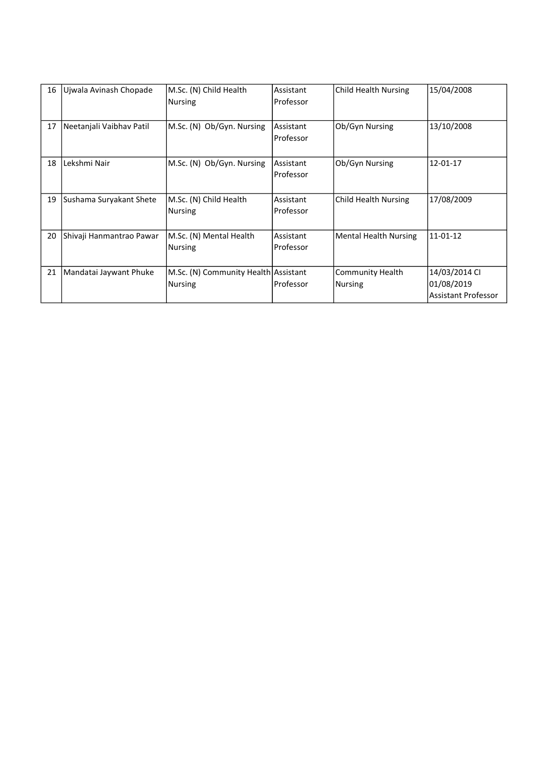| | | | | | |
|---|---|---|---|---|---|
| 16 | Ujwala Avinash Chopade | M.Sc. (N) Child Health Nursing | Assistant Professor | Child Health Nursing | 15/04/2008 |
| 17 | Neetanjali Vaibhav Patil | M.Sc. (N) Ob/Gyn. Nursing | Assistant Professor | Ob/Gyn Nursing | 13/10/2008 |
| 18 | Lekshmi Nair | M.Sc. (N) Ob/Gyn. Nursing | Assistant Professor | Ob/Gyn Nursing | 12-01-17 |
| 19 | Sushama Suryakant Shete | M.Sc. (N) Child Health Nursing | Assistant Professor | Child Health Nursing | 17/08/2009 |
| 20 | Shivaji Hanmantrao Pawar | M.Sc. (N) Mental Health Nursing | Assistant Professor | Mental Health Nursing | 11-01-12 |
| 21 | Mandatai Jaywant Phuke | M.Sc. (N) Community Health Nursing | Assistant Professor | Community Health Nursing | 14/03/2014 CI 01/08/2019 Assistant Professor |